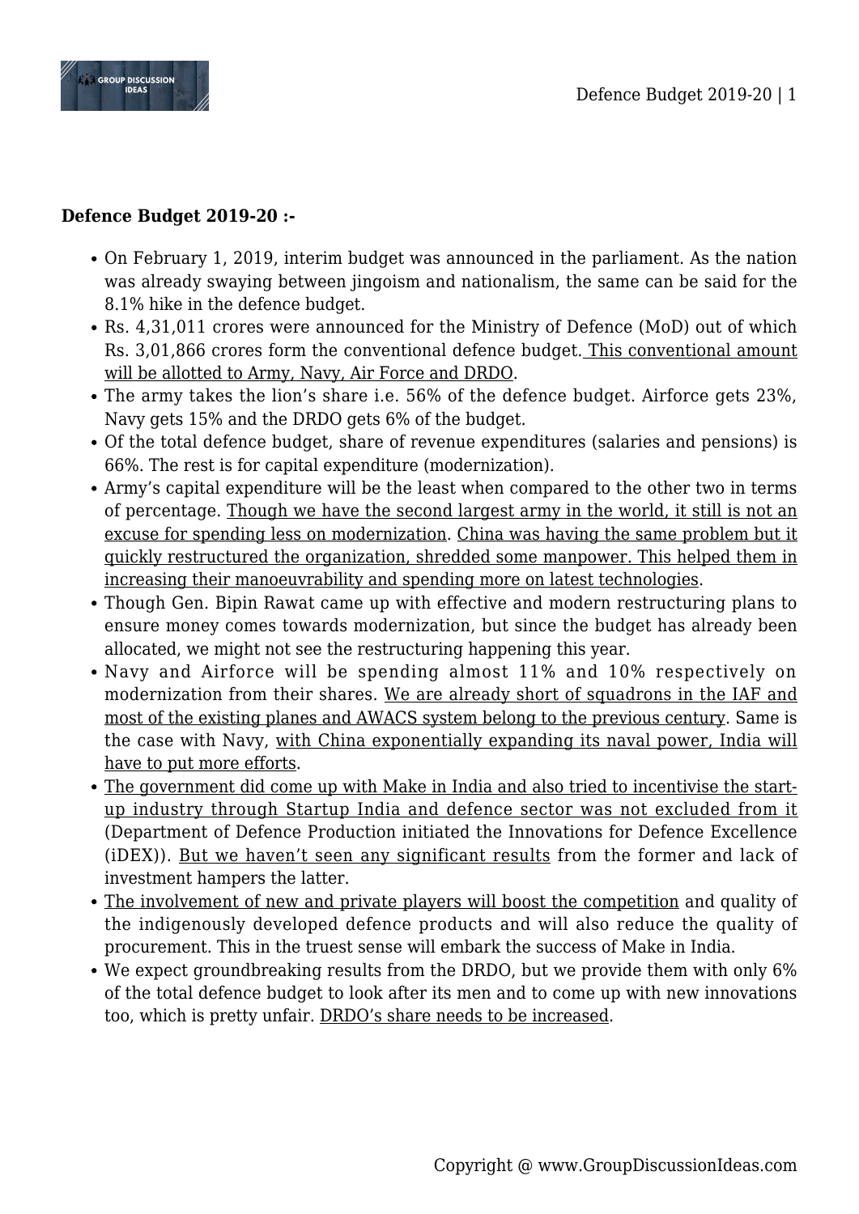**Defence Budget 2019-20 :-**

- On February 1, 2019, interim budget was announced in the parliament. As the nation was already swaying between jingoism and nationalism, the same can be said for the 8.1% hike in the defence budget.
- Rs. 4,31,011 crores were announced for the Ministry of Defence (MoD) out of which Rs. 3,01,866 crores form the conventional defence budget. This conventional amount will be allotted to Army, Navy, Air Force and DRDO.
- The army takes the lion's share i.e. 56% of the defence budget. Airforce gets 23%, Navy gets 15% and the DRDO gets 6% of the budget.
- Of the total defence budget, share of revenue expenditures (salaries and pensions) is 66%. The rest is for capital expenditure (modernization).
- Army's capital expenditure will be the least when compared to the other two in terms of percentage. Though we have the second largest army in the world, it still is not an excuse for spending less on modernization. China was having the same problem but it quickly restructured the organization, shredded some manpower. This helped them in increasing their manoeuvrability and spending more on latest technologies.
- Though Gen. Bipin Rawat came up with effective and modern restructuring plans to ensure money comes towards modernization, but since the budget has already been allocated, we might not see the restructuring happening this year.
- Navy and Airforce will be spending almost 11% and 10% respectively on modernization from their shares. We are already short of squadrons in the IAF and most of the existing planes and AWACS system belong to the previous century. Same is the case with Navy, with China exponentially expanding its naval power, India will have to put more efforts.
- The government did come up with Make in India and also tried to incentivise the start-up industry through Startup India and defence sector was not excluded from it (Department of Defence Production initiated the Innovations for Defence Excellence (iDEX)). But we haven't seen any significant results from the former and lack of investment hampers the latter.
- The involvement of new and private players will boost the competition and quality of the indigenously developed defence products and will also reduce the quality of procurement. This in the truest sense will embark the success of Make in India.
- We expect groundbreaking results from the DRDO, but we provide them with only 6% of the total defence budget to look after its men and to come up with new innovations too, which is pretty unfair. DRDO's share needs to be increased.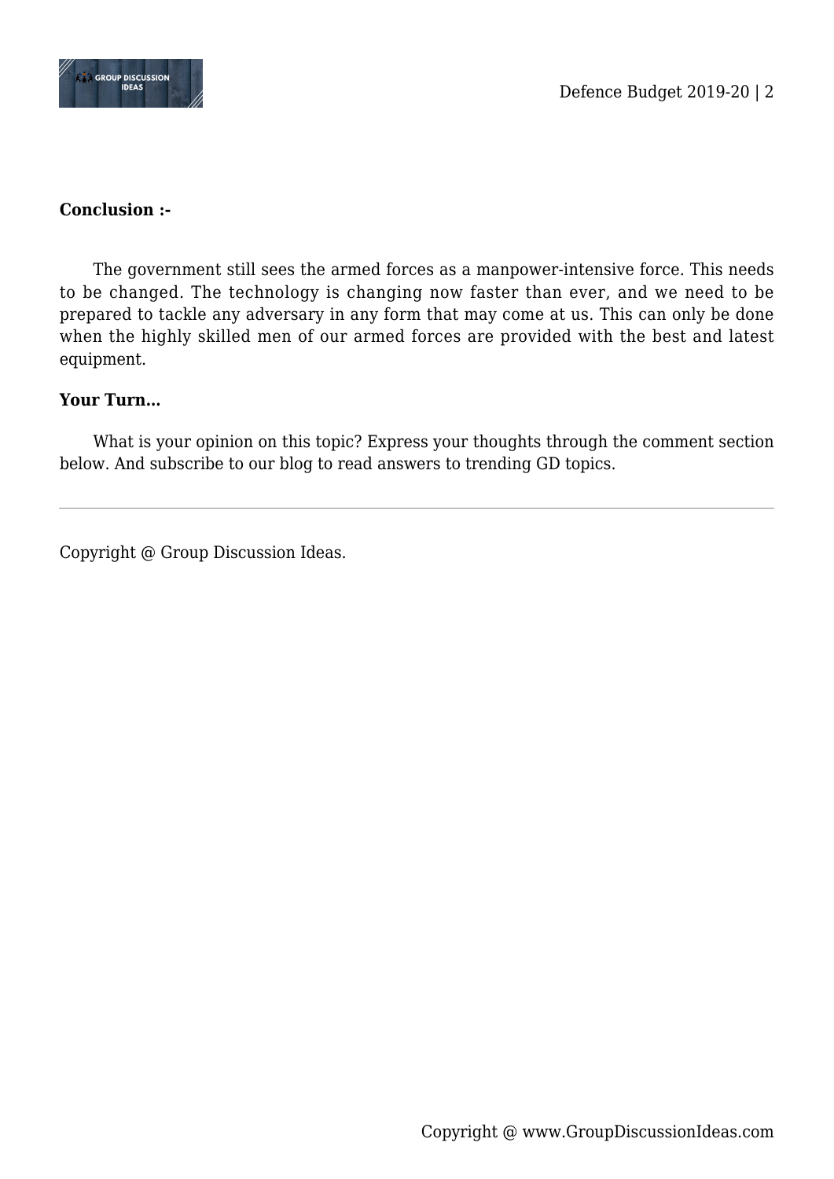**Conclusion :-**

The government still sees the armed forces as a manpower-intensive force. This needs to be changed. The technology is changing now faster than ever, and we need to be prepared to tackle any adversary in any form that may come at us. This can only be done when the highly skilled men of our armed forces are provided with the best and latest equipment.

**Your Turn…**

What is your opinion on this topic? Express your thoughts through the comment section below. And subscribe to our blog to read answers to trending GD topics.

---

Copyright @ Group Discussion Ideas.